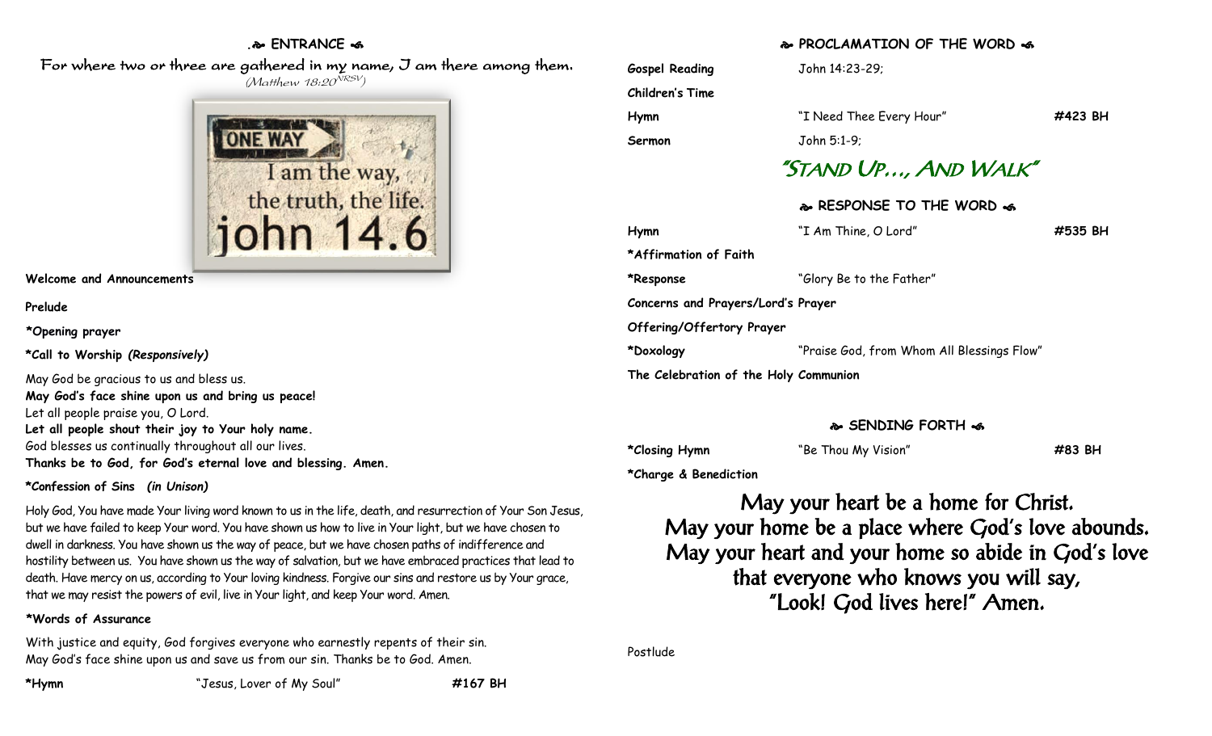## ENTRANCE

For where two or three are gathered in my name, I am there among them.
*(Matthew 18:20 NRSV)*

ONE WAY
I am the way, the truth, the life.
john 14.6

**Welcome and Announcements**

**Prelude**

***Opening prayer***

***Call to Worship** *(Responsively)***

May God be gracious to us and bless us.
**May God's face shine upon us and bring us peace!**
Let all people praise you, O Lord.
**Let all people shout their joy to Your holy name.**
God blesses us continually throughout all our lives.
**Thanks be to God, for God's eternal love and blessing. Amen.**

***Confession of Sins** *(in Unison)***

Holy God, You have made Your living word known to us in the life, death, and resurrection of Your Son Jesus, but we have failed to keep Your word. You have shown us how to live in Your light, but we have chosen to dwell in darkness. You have shown us the way of peace, but we have chosen paths of indifference and hostility between us. You have shown us the way of salvation, but we have embraced practices that lead to death. Have mercy on us, according to Your loving kindness. Forgive our sins and restore us by Your grace, that we may resist the powers of evil, live in Your light, and keep Your word. Amen.

***Words of Assurance**

With justice and equity, God forgives everyone who earnestly repents of their sin. May God's face shine upon us and save us from our sin. Thanks be to God. Amen.

| | | |
|---|---|---|
| ***Hymn** | "Jesus, Lover of My Soul" | **#167 BH** |

## PROCLAMATION OF THE WORD

| | | |
|---|---|---|
| **Gospel Reading** | John 14:23-29; | |
| **Children's Time** | | |
| **Hymn** | "I Need Thee Every Hour" | **#423 BH** |
| **Sermon** | John 5:1-9; | |

## "STAND UP…, AND WALK"

## RESPONSE TO THE WORD

| | | |
|---|---|---|
| **Hymn** | "I Am Thine, O Lord" | **#535 BH** |
| ***Affirmation of Faith** | | |
| ***Response** | "Glory Be to the Father" | |
| **Concerns and Prayers/Lord's Prayer** | | |
| **Offering/Offertory Prayer** | | |
| ***Doxology** | "Praise God, from Whom All Blessings Flow" | |
| **The Celebration of the Holy Communion** | | |

## SENDING FORTH

| | | |
|---|---|---|
| ***Closing Hymn** | "Be Thou My Vision" | **#83 BH** |
| ***Charge & Benediction** | | |

May your heart be a home for Christ.
May your home be a place where God's love abounds.
May your heart and your home so abide in God's love
that everyone who knows you will say,
"Look! God lives here!" Amen.

Postlude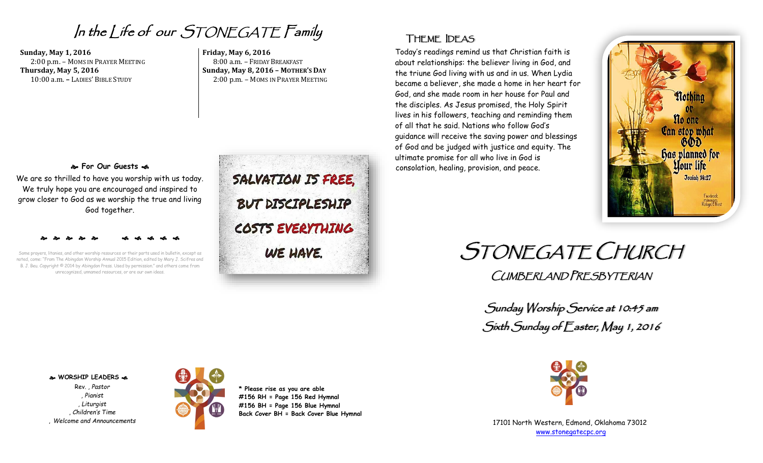# In the Life of our STONEGATE Family

**Sunday, May 1, 2016**
2:00 p.m. – Moms in Prayer Meeting

**Thursday, May 5, 2016**
10:00 a.m. – Ladies' Bible Study

**Friday, May 6, 2016**
8:00 a.m. – Friday Breakfast

**Sunday, May 8, 2016 – Mother's Day**
2:00 p.m. – Moms in Prayer Meeting

## For Our Guests

We are so thrilled to have you worship with us today. We truly hope you are encouraged and inspired to grow closer to God as we worship the true and living God together.

Some prayers, litanies, and other worship resources or their parts used in bulletin, except as noted, come: "From The Abingdon Worship Annual 2015 Edition, edited by Mary J. Scifres and B. J. Beu. Copyright © 2014 by Abingdon Press. Used by permission." and others come from unrecognized, unnamed resources, or are our own ideas.

SALVATION IS FREE, BUT DISCIPLESHIP COSTS EVERYTHING WE HAVE.

**WORSHIP LEADERS**

Rev. , *Pastor*
, *Pianist*
, *Liturgist*
, *Children's Time*
, *Welcome and Announcements*

**\* Please rise as you are able**
**#156 RH = Page 156 Red Hymnal**
**#156 BH = Page 156 Blue Hymnal**
**Back Cover BH = Back Cover Blue Hymnal**

## Theme Ideas

Today's readings remind us that Christian faith is about relationships: the believer living in God, and the triune God living with us and in us. When Lydia became a believer, she made a home in her heart for God, and she made room in her house for Paul and the disciples. As Jesus promised, the Holy Spirit lives in his followers, teaching and reminding them of all that he said. Nations who follow God's guidance will receive the saving power and blessings of God and be judged with justice and equity. The ultimate promise for all who live in God is consolation, healing, provision, and peace.

Nothing or No one Can stop what GOD has planned for your life
Isaiah 14:27

# STONEGATE CHURCH

## CUMBERLAND PRESBYTERIAN

*Sunday Worship Service at 10:45 am*
*Sixth Sunday of Easter, May 1, 2016*

17101 North Western, Edmond, Oklahoma 73012
www.stonegatecpc.org